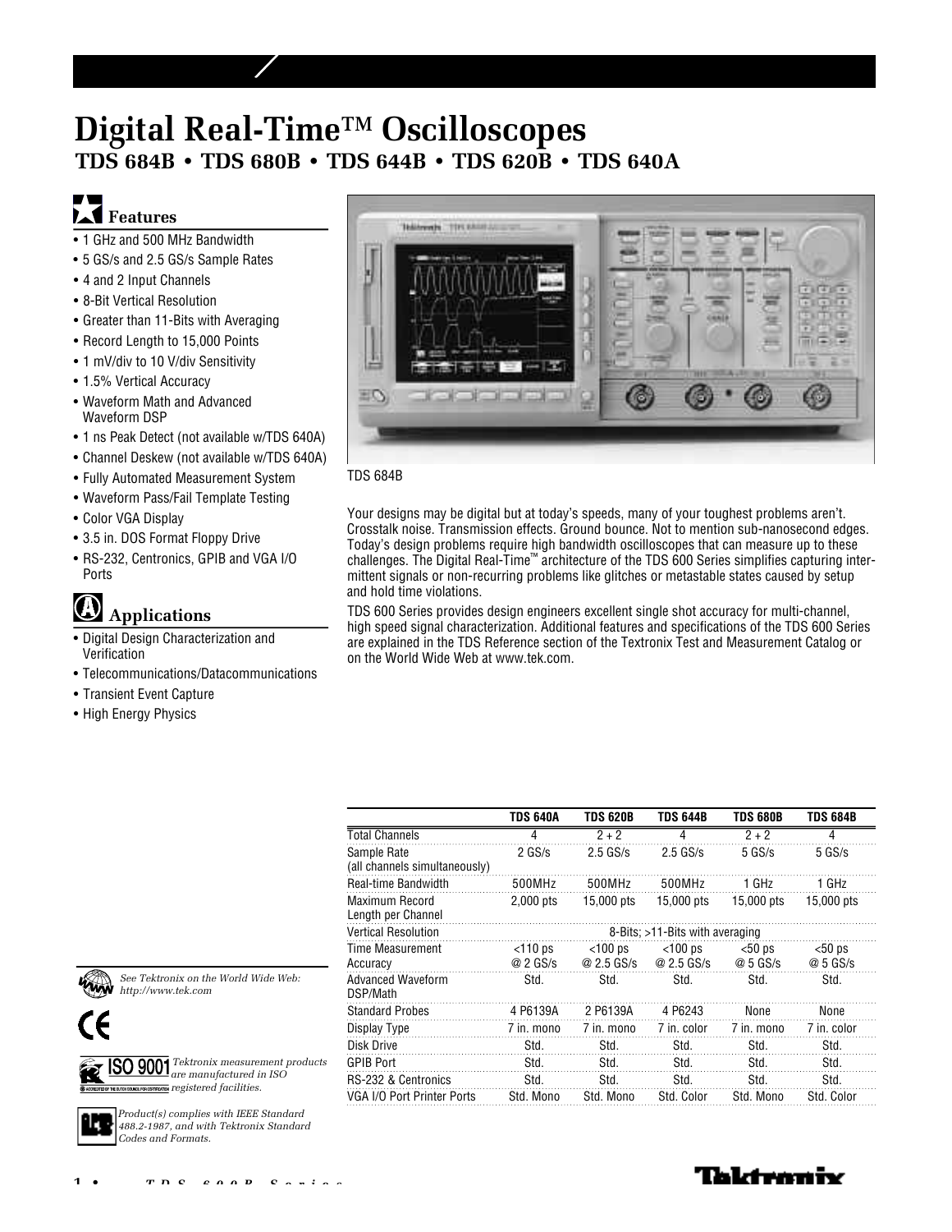# Digital Real-Time™ Oscilloscopes

## TDS 684B • TDS 680B • TDS 644B • TDS 620B • TDS 640A

### Features

- 1 GHz and 500 MHz Bandwidth
- 5 GS/s and 2.5 GS/s Sample Rates
- 4 and 2 Input Channels
- 8-Bit Vertical Resolution
- Greater than 11-Bits with Averaging
- Record Length to 15,000 Points
- 1 mV/div to 10 V/div Sensitivity
- 1.5% Vertical Accuracy
- Waveform Math and Advanced Waveform DSP
- 1 ns Peak Detect (not available w/TDS 640A)
- Channel Deskew (not available w/TDS 640A)
- Fully Automated Measurement System
- Waveform Pass/Fail Template Testing
- Color VGA Display
- 3.5 in. DOS Format Floppy Drive
- RS-232, Centronics, GPIB and VGA I/O Ports

### Applications

- Digital Design Characterization and Verification
- Telecommunications/Datacommunications
- Transient Event Capture
- High Energy Physics

TDS 684B

Your designs may be digital but at today's speeds, many of your toughest problems aren't. Crosstalk noise. Transmission effects. Ground bounce. Not to mention sub-nanosecond edges. Today's design problems require high bandwidth oscilloscopes that can measure up to these challenges. The Digital Real-Time™ architecture of the TDS 600 Series simplifies capturing intermittent signals or non-recurring problems like glitches or metastable states caused by setup and hold time violations.

TDS 600 Series provides design engineers excellent single shot accuracy for multi-channel, high speed signal characterization. Additional features and specifications of the TDS 600 Series are explained in the TDS Reference section of the Textronix Test and Measurement Catalog or on the World Wide Web at www.tek.com.

| | TDS 640A | TDS 620B | TDS 644B | TDS 680B | TDS 684B |
|---|---|---|---|---|---|
| Total Channels | 4 | 2 + 2 | 4 | 2 + 2 | 4 |
| Sample Rate (all channels simultaneously) | 2 GS/s | 2.5 GS/s | 2.5 GS/s | 5 GS/s | 5 GS/s |
| Real-time Bandwidth | 500MHz | 500MHz | 500MHz | 1 GHz | 1 GHz |
| Maximum Record Length per Channel | 2,000 pts | 15,000 pts | 15,000 pts | 15,000 pts | 15,000 pts |
| Vertical Resolution | 8-Bits; >11-Bits with averaging | | | | |
| Time Measurement Accuracy | <110 ps @ 2 GS/s | <100 ps @ 2.5 GS/s | <100 ps @ 2.5 GS/s | <50 ps @ 5 GS/s | <50 ps @ 5 GS/s |
| Advanced Waveform DSP/Math | Std. | Std. | Std. | Std. | Std. |
| Standard Probes | 4 P6139A | 2 P6139A | 4 P6243 | None | None |
| Display Type | 7 in. mono | 7 in. mono | 7 in. color | 7 in. mono | 7 in. color |
| Disk Drive | Std. | Std. | Std. | Std. | Std. |
| GPIB Port | Std. | Std. | Std. | Std. | Std. |
| RS-232 & Centronics | Std. | Std. | Std. | Std. | Std. |
| VGA I/O Port Printer Ports | Std. Mono | Std. Mono | Std. Color | Std. Mono | Std. Color |

*See Tektronix on the World Wide Web: http://www.tek.com*

ISO 9001 *Tektronix measurement products are manufactured in ISO registered facilities.*

*Product(s) complies with IEEE Standard 488.2-1987, and with Tektronix Standard Codes and Formats.*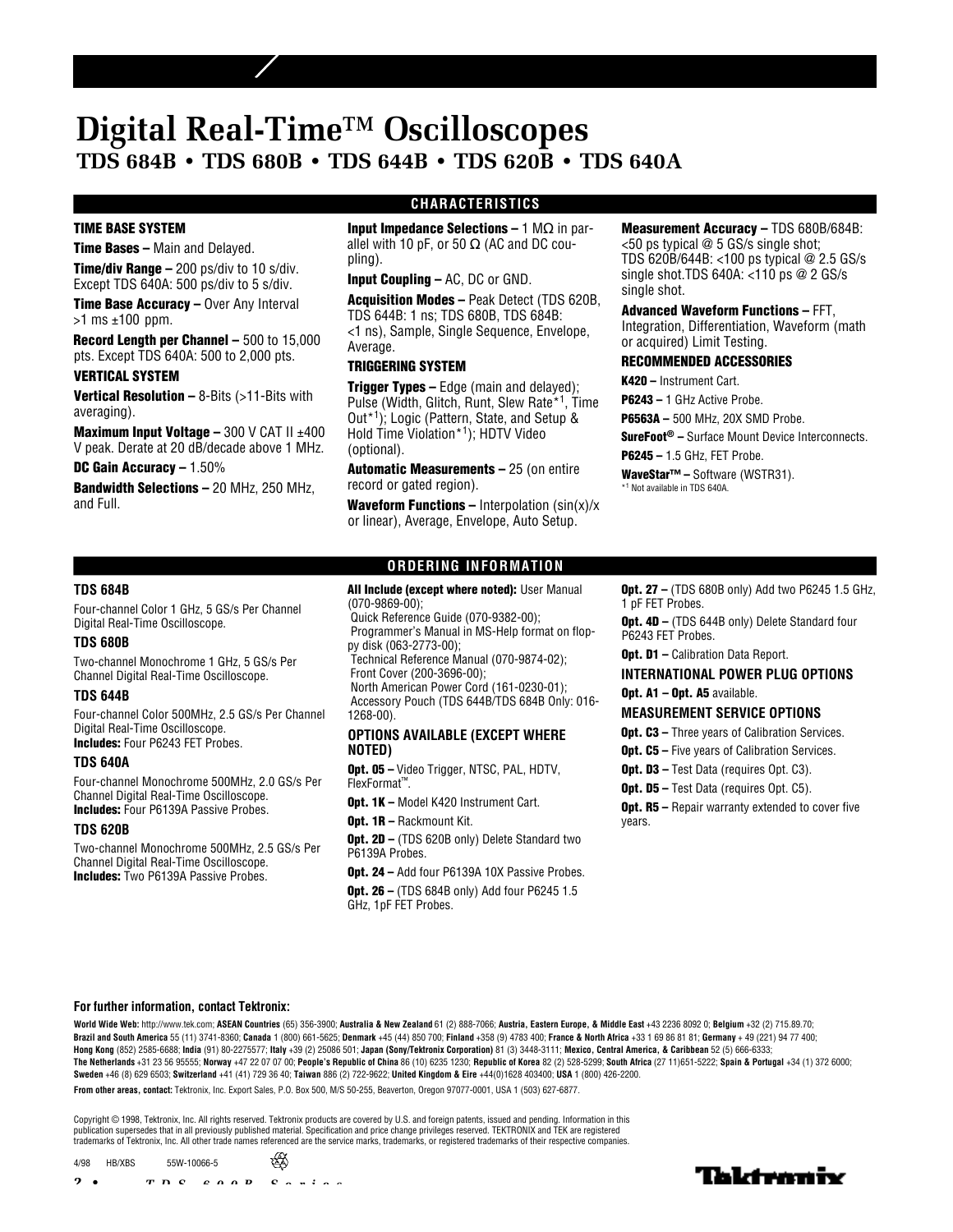# Digital Real-Time™ Oscilloscopes

## TDS 684B • TDS 680B • TDS 644B • TDS 620B • TDS 640A

## CHARACTERISTICS

### TIME BASE SYSTEM

**Time Bases –** Main and Delayed.

**Time/div Range –** 200 ps/div to 10 s/div. Except TDS 640A: 500 ps/div to 5 s/div.

**Time Base Accuracy –** Over Any Interval >1 ms ±100 ppm.

**Record Length per Channel –** 500 to 15,000 pts. Except TDS 640A: 500 to 2,000 pts.

### VERTICAL SYSTEM

**Vertical Resolution –** 8-Bits (>11-Bits with averaging).

**Maximum Input Voltage –** 300 V CAT II ±400 V peak. Derate at 20 dB/decade above 1 MHz.

**DC Gain Accuracy –** 1.50%

**Bandwidth Selections –** 20 MHz, 250 MHz, and Full.

**Input Impedance Selections –** 1 MΩ in parallel with 10 pF, or 50 Ω (AC and DC coupling).

**Input Coupling –** AC, DC or GND.

**Acquisition Modes –** Peak Detect (TDS 620B, TDS 644B: 1 ns; TDS 680B, TDS 684B: <1 ns), Sample, Single Sequence, Envelope, Average.

### TRIGGERING SYSTEM

**Trigger Types –** Edge (main and delayed); Pulse (Width, Glitch, Runt, Slew Rate*[1], Time Out*[1]); Logic (Pattern, State, and Setup & Hold Time Violation*[1]); HDTV Video (optional).

**Automatic Measurements –** 25 (on entire record or gated region).

**Waveform Functions –** Interpolation (sin(x)/x or linear), Average, Envelope, Auto Setup.

**Measurement Accuracy –** TDS 680B/684B: <50 ps typical @ 5 GS/s single shot; TDS 620B/644B: <100 ps typical @ 2.5 GS/s single shot.TDS 640A: <110 ps @ 2 GS/s single shot.

**Advanced Waveform Functions –** FFT, Integration, Differentiation, Waveform (math or acquired) Limit Testing.

### RECOMMENDED ACCESSORIES

**K420 –** Instrument Cart.

**P6243 –** 1 GHz Active Probe.

**P6563A –** 500 MHz, 20X SMD Probe.

**SureFoot® –** Surface Mount Device Interconnects.

**P6245 –** 1.5 GHz, FET Probe.

**WaveStar™ –** Software (WSTR31).

*[1] Not available in TDS 640A.

## ORDERING INFORMATION

### TDS 684B

Four-channel Color 1 GHz, 5 GS/s Per Channel Digital Real-Time Oscilloscope.

### TDS 680B

Two-channel Monochrome 1 GHz, 5 GS/s Per Channel Digital Real-Time Oscilloscope.

### TDS 644B

Four-channel Color 500MHz, 2.5 GS/s Per Channel Digital Real-Time Oscilloscope.
**Includes:** Four P6243 FET Probes.

### TDS 640A

Four-channel Monochrome 500MHz, 2.0 GS/s Per Channel Digital Real-Time Oscilloscope.
**Includes:** Four P6139A Passive Probes.

### TDS 620B

Two-channel Monochrome 500MHz, 2.5 GS/s Per Channel Digital Real-Time Oscilloscope.
**Includes:** Two P6139A Passive Probes.

**All Include (except where noted):** User Manual (070-9869-00);
Quick Reference Guide (070-9382-00);
Programmer's Manual in MS-Help format on floppy disk (063-2773-00);
Technical Reference Manual (070-9874-02);
Front Cover (200-3696-00);
North American Power Cord (161-0230-01);
Accessory Pouch (TDS 644B/TDS 684B Only: 016-1268-00).

### OPTIONS AVAILABLE (EXCEPT WHERE NOTED)

**Opt. 05 –** Video Trigger, NTSC, PAL, HDTV, FlexFormat™.

**Opt. 1K –** Model K420 Instrument Cart.

**Opt. 1R –** Rackmount Kit.

**Opt. 2D –** (TDS 620B only) Delete Standard two P6139A Probes.

**Opt. 24 –** Add four P6139A 10X Passive Probes.

**Opt. 26 –** (TDS 684B only) Add four P6245 1.5 GHz, 1pF FET Probes.

**Opt. 27 –** (TDS 680B only) Add two P6245 1.5 GHz, 1 pF FET Probes.

**Opt. 4D –** (TDS 644B only) Delete Standard four P6243 FET Probes.

**Opt. D1 –** Calibration Data Report.

### INTERNATIONAL POWER PLUG OPTIONS

**Opt. A1 – Opt. A5** available.

### MEASUREMENT SERVICE OPTIONS

**Opt. C3 –** Three years of Calibration Services.

**Opt. C5 –** Five years of Calibration Services.

**Opt. D3 –** Test Data (requires Opt. C3).

**Opt. D5 –** Test Data (requires Opt. C5).

**Opt. R5 –** Repair warranty extended to cover five years.

**For further information, contact Tektronix:**

**World Wide Web:** http://www.tek.com; **ASEAN Countries** (65) 356-3900; **Australia & New Zealand** 61 (2) 888-7066; **Austria, Eastern Europe, & Middle East** +43 2236 8092 0; **Belgium** +32 (2) 715.89.70; **Brazil and South America** 55 (11) 3741-8360; **Canada** 1 (800) 661-5625; **Denmark** +45 (44) 850 700; **Finland** +358 (9) 4783 400; **France & North Africa** +33 1 69 86 81 81; **Germany** + 49 (221) 94 77 400; **Hong Kong** (852) 2585-6688; **India** (91) 80-2275577; **Italy** +39 (2) 25086 501; **Japan (Sony/Tektronix Corporation)** 81 (3) 3448-3111; **Mexico, Central America, & Caribbean** 52 (5) 666-6333; **The Netherlands** +31 23 56 95555; **Norway** +47 22 07 07 00; **People's Republic of China** 86 (10) 6235 1230; **Republic of Korea** 82 (2) 528-5299; **South Africa** (27 11)651-5222; **Spain & Portugal** +34 (1) 372 6000; **Sweden** +46 (8) 629 6503; **Switzerland** +41 (41) 729 36 40; **Taiwan** 886 (2) 722-9622; **United Kingdom & Eire** +44(0)1628 403400; **USA** 1 (800) 426-2200.

**From other areas, contact:** Tektronix, Inc. Export Sales, P.O. Box 500, M/S 50-255, Beaverton, Oregon 97077-0001, USA 1 (503) 627-6877.

Copyright © 1998, Tektronix, Inc. All rights reserved. Tektronix products are covered by U.S. and foreign patents, issued and pending. Information in this publication supersedes that in all previously published material. Specification and price change privileges reserved. TEKTRONIX and TEK are registered trademarks of Tektronix, Inc. All other trade names referenced are the service marks, trademarks, or registered trademarks of their respective companies.

4/98 HB/XBS 55W-10066-5

Tektronix